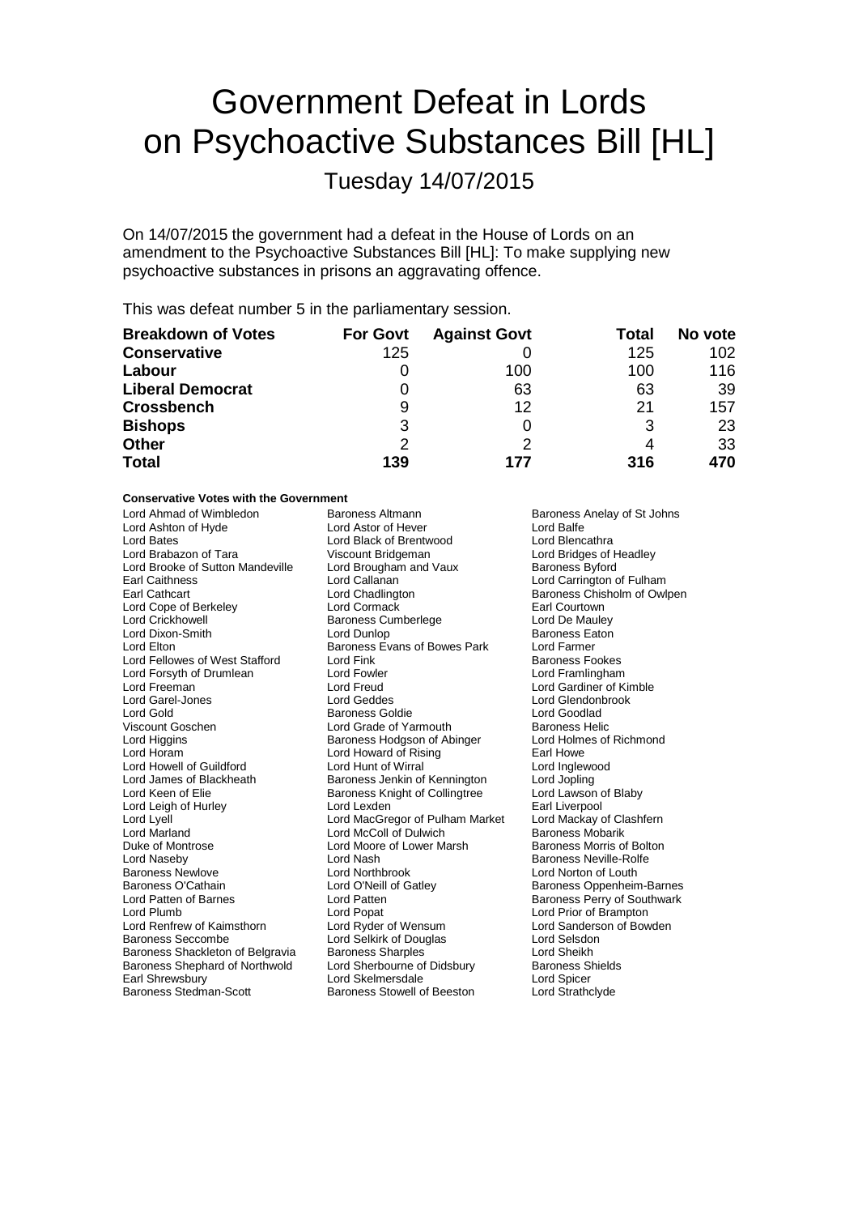# Government Defeat in Lords on Psychoactive Substances Bill [HL]

## Tuesday 14/07/2015

On 14/07/2015 the government had a defeat in the House of Lords on an amendment to the Psychoactive Substances Bill [HL]: To make supplying new psychoactive substances in prisons an aggravating offence.

This was defeat number 5 in the parliamentary session.

| **Breakdown of Votes** | **For Govt** | **Against Govt** | **Total** | **No vote** |
|---|---|---|---|---|
| **Conservative** | 125 | 0 | 125 | 102 |
| **Labour** | 0 | 100 | 100 | 116 |
| **Liberal Democrat** | 0 | 63 | 63 | 39 |
| **Crossbench** | 9 | 12 | 21 | 157 |
| **Bishops** | 3 | 0 | 3 | 23 |
| **Other** | 2 | 2 | 4 | 33 |
| **Total** | **139** | **177** | **316** | **470** |

**Conservative Votes with the Government**

Lord Ahmad of Wimbledon
Baroness Altmann
Baroness Anelay of St Johns
Lord Ashton of Hyde
Lord Astor of Hever
Lord Balfe
Lord Bates
Lord Black of Brentwood
Lord Blencathra
Lord Brabazon of Tara
Viscount Bridgeman
Lord Bridges of Headley
Lord Brooke of Sutton Mandeville
Lord Brougham and Vaux
Baroness Byford
Earl Caithness
Lord Callanan
Lord Carrington of Fulham
Earl Cathcart
Lord Chadlington
Baroness Chisholm of Owlpen
Lord Cope of Berkeley
Lord Cormack
Earl Courtown
Lord Crickhowell
Baroness Cumberlege
Lord De Mauley
Lord Dixon-Smith
Lord Dunlop
Baroness Eaton
Lord Elton
Baroness Evans of Bowes Park
Lord Farmer
Lord Fellowes of West Stafford
Lord Fink
Baroness Fookes
Lord Forsyth of Drumlean
Lord Fowler
Lord Framlingham
Lord Freeman
Lord Freud
Lord Gardiner of Kimble
Lord Garel-Jones
Lord Geddes
Lord Glendonbrook
Lord Gold
Baroness Goldie
Lord Goodlad
Viscount Goschen
Lord Grade of Yarmouth
Baroness Helic
Lord Higgins
Baroness Hodgson of Abinger
Lord Holmes of Richmond
Lord Horam
Lord Howard of Rising
Earl Howe
Lord Howell of Guildford
Lord Hunt of Wirral
Lord Inglewood
Lord James of Blackheath
Baroness Jenkin of Kennington
Lord Jopling
Lord Keen of Elie
Baroness Knight of Collingtree
Lord Lawson of Blaby
Lord Leigh of Hurley
Lord Lexden
Earl Liverpool
Lord Lyell
Lord MacGregor of Pulham Market
Lord Mackay of Clashfern
Lord Marland
Lord McColl of Dulwich
Baroness Mobarik
Duke of Montrose
Lord Moore of Lower Marsh
Baroness Morris of Bolton
Lord Naseby
Lord Nash
Baroness Neville-Rolfe
Baroness Newlove
Lord Northbrook
Lord Norton of Louth
Baroness O'Cathain
Lord O'Neill of Gatley
Baroness Oppenheim-Barnes
Lord Patten of Barnes
Lord Patten
Baroness Perry of Southwark
Lord Plumb
Lord Popat
Lord Prior of Brampton
Lord Renfrew of Kaimsthorn
Lord Ryder of Wensum
Lord Sanderson of Bowden
Baroness Seccombe
Lord Selkirk of Douglas
Lord Selsdon
Baroness Shackleton of Belgravia
Baroness Sharples
Lord Sheikh
Baroness Shephard of Northwold
Lord Sherbourne of Didsbury
Baroness Shields
Earl Shrewsbury
Lord Skelmersdale
Lord Spicer
Baroness Stedman-Scott
Baroness Stowell of Beeston
Lord Strathclyde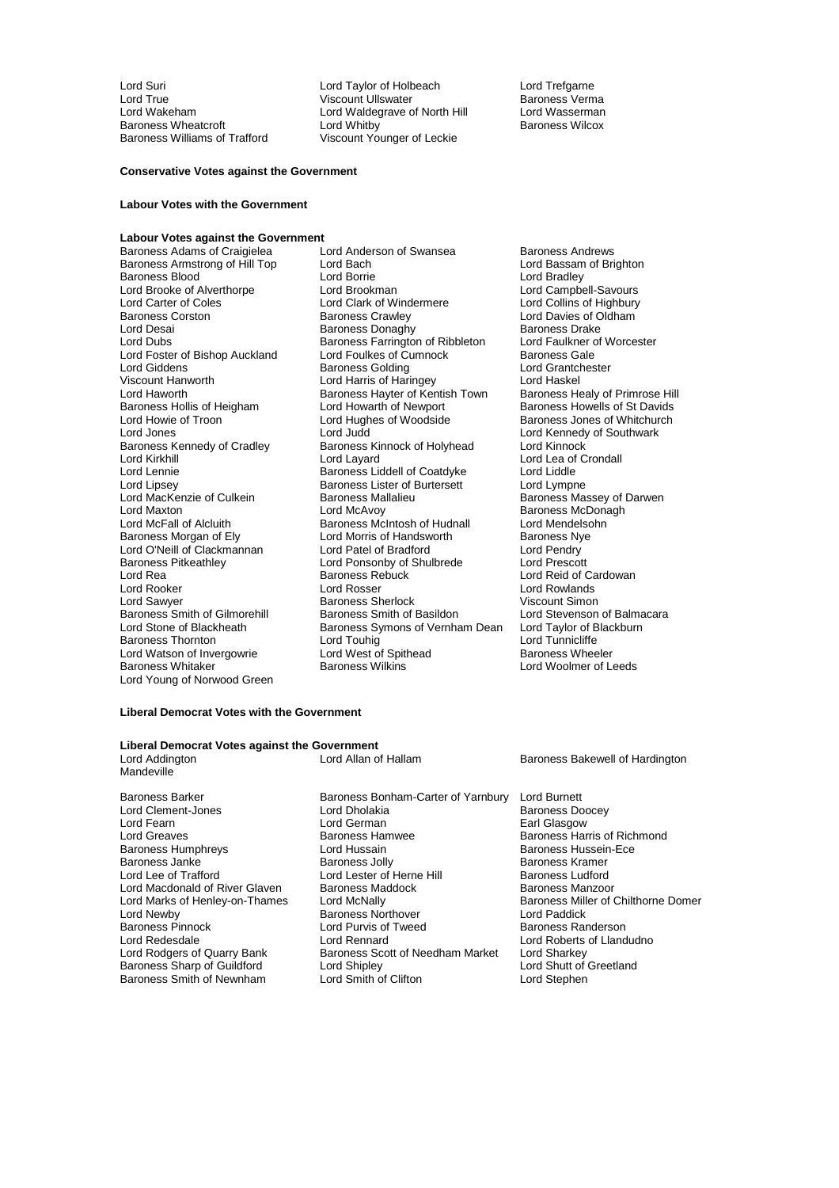Lord Suri
Lord Taylor of Holbeach
Lord Trefgarne
Lord True
Viscount Ullswater
Baroness Verma
Lord Wakeham
Lord Waldegrave of North Hill
Lord Wasserman
Baroness Wheatcroft
Lord Whitby
Baroness Wilcox
Baroness Williams of Trafford
Viscount Younger of Leckie

**Conservative Votes against the Government**

**Labour Votes with the Government**

**Labour Votes against the Government**

Baroness Adams of Craigielea
Lord Anderson of Swansea
Baroness Andrews
Baroness Armstrong of Hill Top
Lord Bach
Lord Bassam of Brighton
Baroness Blood
Lord Borrie
Lord Bradley
Lord Brooke of Alverthorpe
Lord Brookman
Lord Campbell-Savours
Lord Carter of Coles
Lord Clark of Windermere
Lord Collins of Highbury
Baroness Corston
Baroness Crawley
Lord Davies of Oldham
Lord Desai
Baroness Donaghy
Baroness Drake
Lord Dubs
Baroness Farrington of Ribbleton
Lord Faulkner of Worcester
Lord Foster of Bishop Auckland
Lord Foulkes of Cumnock
Baroness Gale
Lord Giddens
Baroness Golding
Lord Grantchester
Viscount Hanworth
Lord Harris of Haringey
Lord Haskel
Lord Haworth
Baroness Hayter of Kentish Town
Baroness Healy of Primrose Hill
Baroness Hollis of Heigham
Lord Howarth of Newport
Baroness Howells of St Davids
Lord Howie of Troon
Lord Hughes of Woodside
Baroness Jones of Whitchurch
Lord Jones
Lord Judd
Lord Kennedy of Southwark
Baroness Kennedy of Cradley
Baroness Kinnock of Holyhead
Lord Kinnock
Lord Kirkhill
Lord Layard
Lord Lea of Crondall
Lord Lennie
Baroness Liddell of Coatdyke
Lord Liddle
Lord Lipsey
Baroness Lister of Burtersett
Lord Lympne
Lord MacKenzie of Culkein
Baroness Mallalieu
Baroness Massey of Darwen
Lord Maxton
Lord McAvoy
Baroness McDonagh
Lord McFall of Alcluith
Baroness McIntosh of Hudnall
Lord Mendelsohn
Baroness Morgan of Ely
Lord Morris of Handsworth
Baroness Nye
Lord O'Neill of Clackmannan
Lord Patel of Bradford
Lord Pendry
Baroness Pitkeathley
Lord Ponsonby of Shulbrede
Lord Prescott
Lord Rea
Baroness Rebuck
Lord Reid of Cardowan
Lord Rooker
Lord Rosser
Lord Rowlands
Lord Sawyer
Baroness Sherlock
Viscount Simon
Baroness Smith of Gilmorehill
Baroness Smith of Basildon
Lord Stevenson of Balmacara
Lord Stone of Blackheath
Baroness Symons of Vernham Dean
Lord Taylor of Blackburn
Baroness Thornton
Lord Touhig
Lord Tunnicliffe
Lord Watson of Invergowrie
Lord West of Spithead
Baroness Wheeler
Baroness Whitaker
Baroness Wilkins
Lord Woolmer of Leeds
Lord Young of Norwood Green

**Liberal Democrat Votes with the Government**

**Liberal Democrat Votes against the Government**

Lord Addington
Lord Allan of Hallam
Baroness Bakewell of Hardington Mandeville
Baroness Barker
Baroness Bonham-Carter of Yarnbury
Lord Burnett
Lord Clement-Jones
Lord Dholakia
Baroness Doocey
Lord Fearn
Lord German
Earl Glasgow
Lord Greaves
Baroness Hamwee
Baroness Harris of Richmond
Baroness Humphreys
Lord Hussain
Baroness Hussein-Ece
Baroness Janke
Baroness Jolly
Baroness Kramer
Lord Lee of Trafford
Lord Lester of Herne Hill
Baroness Ludford
Lord Macdonald of River Glaven
Baroness Maddock
Baroness Manzoor
Lord Marks of Henley-on-Thames
Lord McNally
Baroness Miller of Chilthorne Domer
Lord Newby
Baroness Northover
Lord Paddick
Baroness Pinnock
Lord Purvis of Tweed
Baroness Randerson
Lord Redesdale
Lord Rennard
Lord Roberts of Llandudno
Lord Rodgers of Quarry Bank
Baroness Scott of Needham Market
Lord Sharkey
Baroness Sharp of Guildford
Lord Shipley
Lord Shutt of Greetland
Baroness Smith of Newnham
Lord Smith of Clifton
Lord Stephen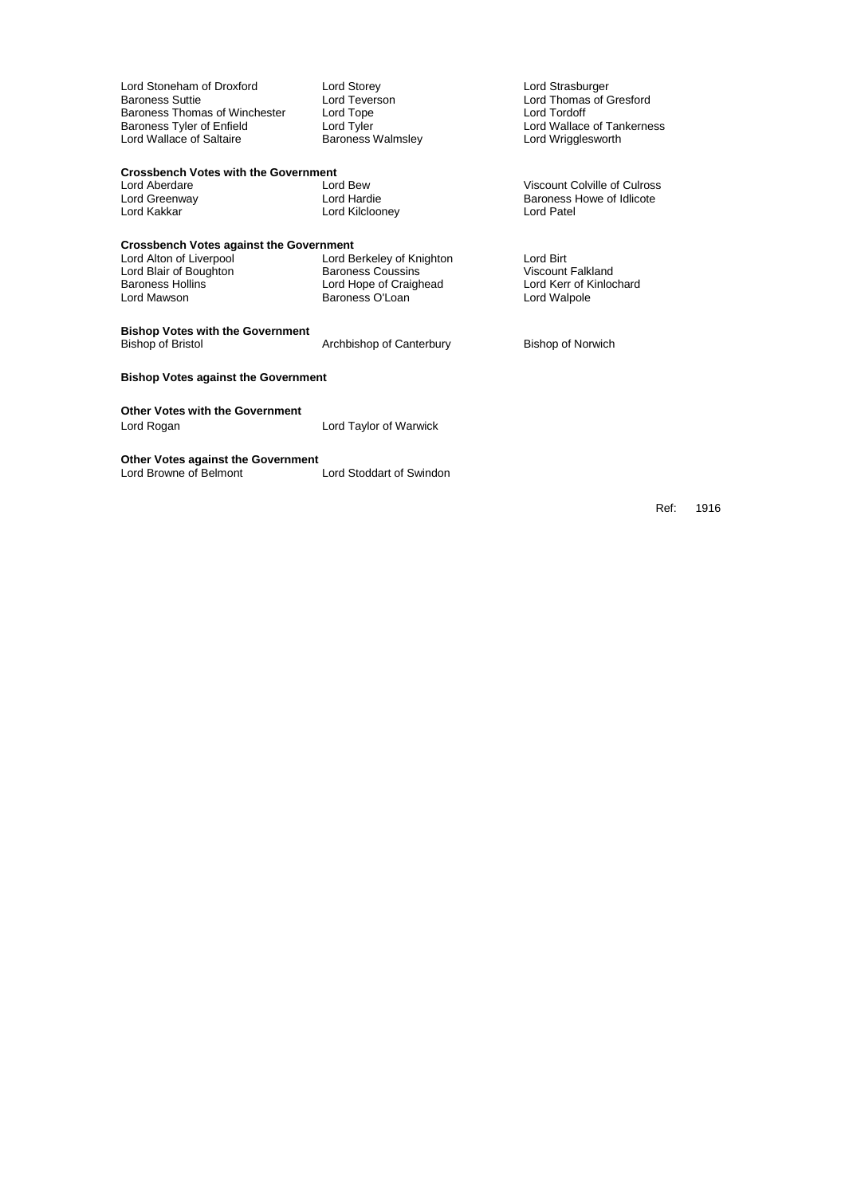Lord Stoneham of Droxford
Lord Storey
Lord Strasburger
Baroness Suttie
Lord Teverson
Lord Thomas of Gresford
Baroness Thomas of Winchester
Lord Tope
Lord Tordoff
Baroness Tyler of Enfield
Lord Tyler
Lord Wallace of Tankerness
Lord Wallace of Saltaire
Baroness Walmsley
Lord Wrigglesworth

**Crossbench Votes with the Government**

Lord Aberdare
Lord Bew
Viscount Colville of Culross
Lord Greenway
Lord Hardie
Baroness Howe of Idlicote
Lord Kakkar
Lord Kilclooney
Lord Patel

**Crossbench Votes against the Government**

Lord Alton of Liverpool
Lord Berkeley of Knighton
Lord Birt
Lord Blair of Boughton
Baroness Coussins
Viscount Falkland
Baroness Hollins
Lord Hope of Craighead
Lord Kerr of Kinlochard
Lord Mawson
Baroness O'Loan
Lord Walpole

**Bishop Votes with the Government**

Bishop of Bristol
Archbishop of Canterbury
Bishop of Norwich

**Bishop Votes against the Government**

**Other Votes with the Government**

Lord Rogan
Lord Taylor of Warwick

**Other Votes against the Government**

Lord Browne of Belmont
Lord Stoddart of Swindon

Ref: 1916